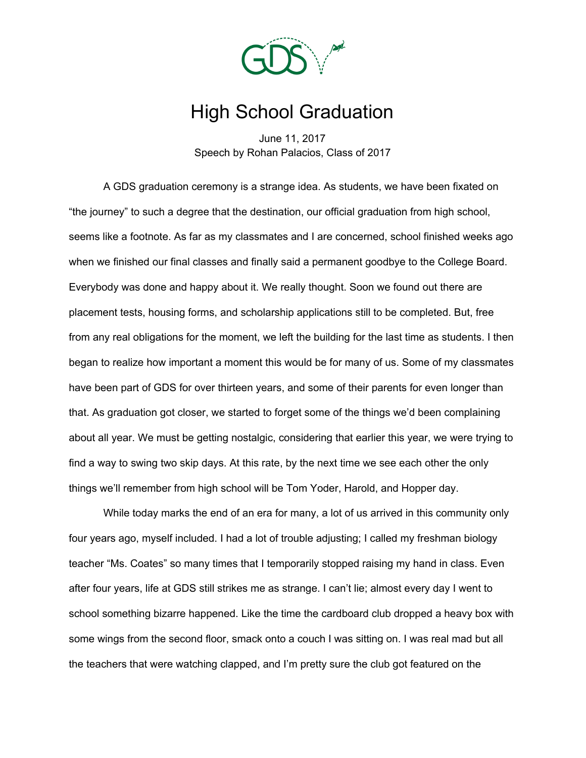# High School Graduation

June 11, 2017
Speech by Rohan Palacios, Class of 2017

A GDS graduation ceremony is a strange idea. As students, we have been fixated on "the journey" to such a degree that the destination, our official graduation from high school, seems like a footnote. As far as my classmates and I are concerned, school finished weeks ago when we finished our final classes and finally said a permanent goodbye to the College Board. Everybody was done and happy about it. We really thought. Soon we found out there are placement tests, housing forms, and scholarship applications still to be completed. But, free from any real obligations for the moment, we left the building for the last time as students. I then began to realize how important a moment this would be for many of us. Some of my classmates have been part of GDS for over thirteen years, and some of their parents for even longer than that. As graduation got closer, we started to forget some of the things we'd been complaining about all year. We must be getting nostalgic, considering that earlier this year, we were trying to find a way to swing two skip days. At this rate, by the next time we see each other the only things we'll remember from high school will be Tom Yoder, Harold, and Hopper day.

While today marks the end of an era for many, a lot of us arrived in this community only four years ago, myself included. I had a lot of trouble adjusting; I called my freshman biology teacher "Ms. Coates" so many times that I temporarily stopped raising my hand in class. Even after four years, life at GDS still strikes me as strange. I can't lie; almost every day I went to school something bizarre happened. Like the time the cardboard club dropped a heavy box with some wings from the second floor, smack onto a couch I was sitting on. I was real mad but all the teachers that were watching clapped, and I'm pretty sure the club got featured on the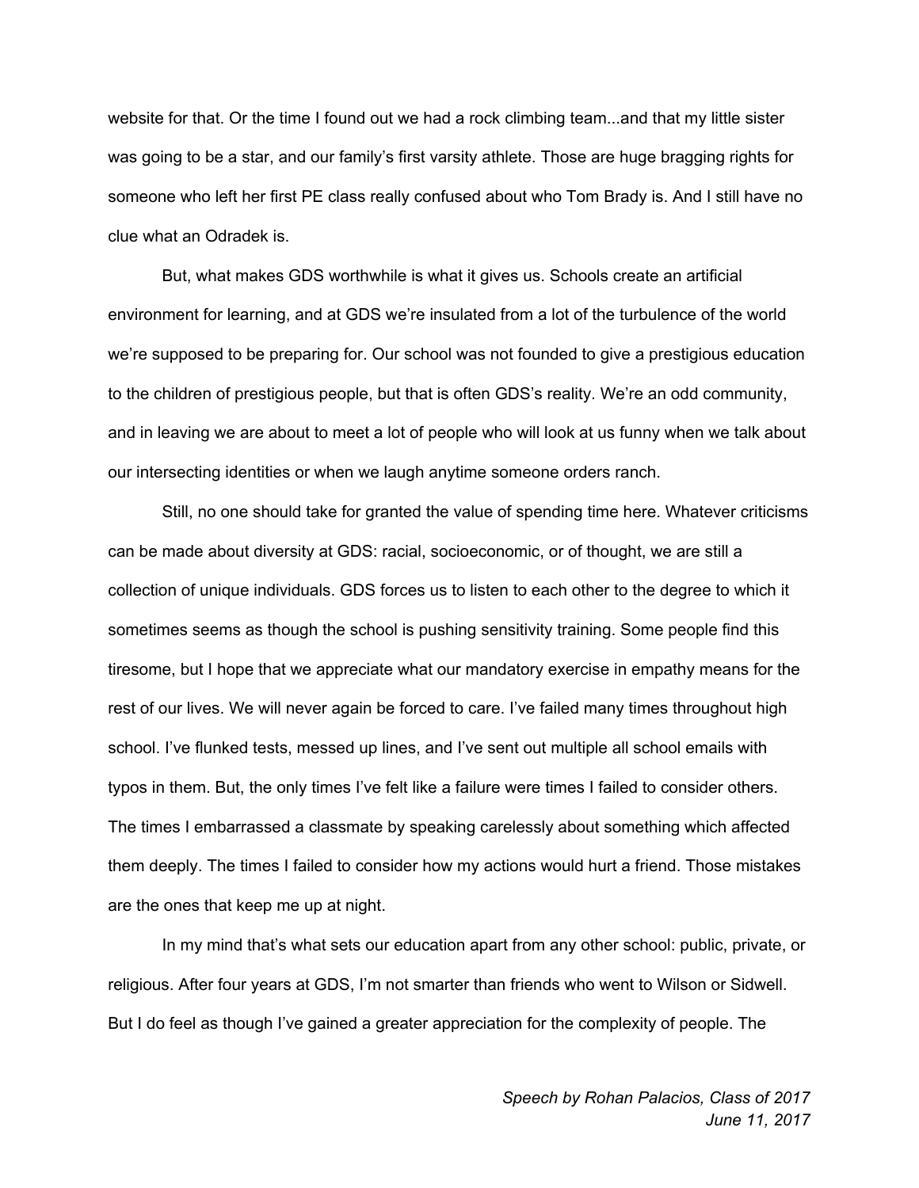website for that. Or the time I found out we had a rock climbing team...and that my little sister was going to be a star, and our family's first varsity athlete. Those are huge bragging rights for someone who left her first PE class really confused about who Tom Brady is. And I still have no clue what an Odradek is.

But, what makes GDS worthwhile is what it gives us. Schools create an artificial environment for learning, and at GDS we're insulated from a lot of the turbulence of the world we're supposed to be preparing for. Our school was not founded to give a prestigious education to the children of prestigious people, but that is often GDS's reality. We're an odd community, and in leaving we are about to meet a lot of people who will look at us funny when we talk about our intersecting identities or when we laugh anytime someone orders ranch.

Still, no one should take for granted the value of spending time here. Whatever criticisms can be made about diversity at GDS: racial, socioeconomic, or of thought, we are still a collection of unique individuals. GDS forces us to listen to each other to the degree to which it sometimes seems as though the school is pushing sensitivity training. Some people find this tiresome, but I hope that we appreciate what our mandatory exercise in empathy means for the rest of our lives. We will never again be forced to care. I've failed many times throughout high school. I've flunked tests, messed up lines, and I've sent out multiple all school emails with typos in them. But, the only times I've felt like a failure were times I failed to consider others. The times I embarrassed a classmate by speaking carelessly about something which affected them deeply. The times I failed to consider how my actions would hurt a friend. Those mistakes are the ones that keep me up at night.

In my mind that's what sets our education apart from any other school: public, private, or religious. After four years at GDS, I'm not smarter than friends who went to Wilson or Sidwell. But I do feel as though I've gained a greater appreciation for the complexity of people. The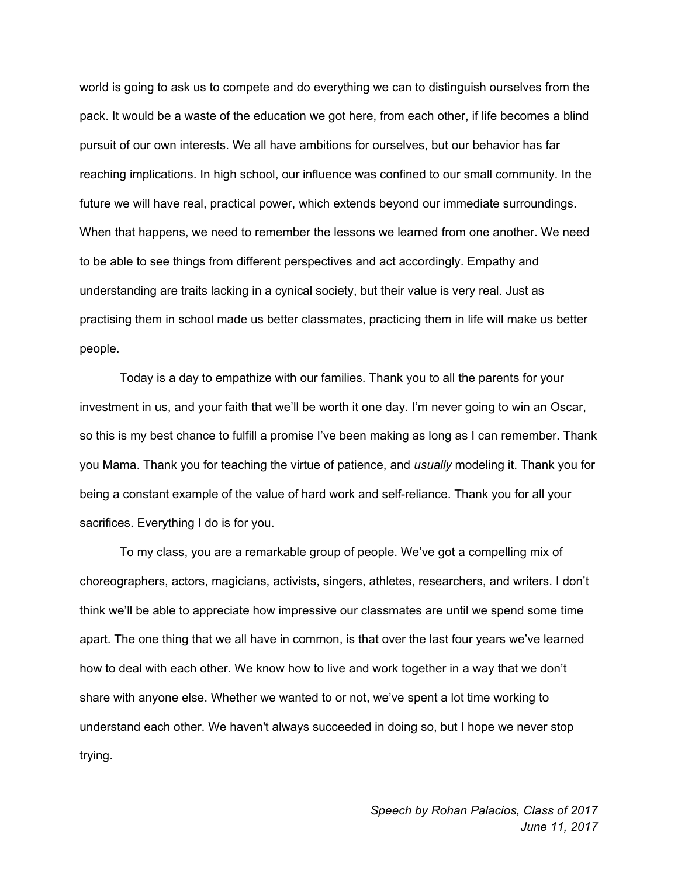world is going to ask us to compete and do everything we can to distinguish ourselves from the pack. It would be a waste of the education we got here, from each other, if life becomes a blind pursuit of our own interests. We all have ambitions for ourselves, but our behavior has far reaching implications. In high school, our influence was confined to our small community. In the future we will have real, practical power, which extends beyond our immediate surroundings. When that happens, we need to remember the lessons we learned from one another. We need to be able to see things from different perspectives and act accordingly. Empathy and understanding are traits lacking in a cynical society, but their value is very real. Just as practising them in school made us better classmates, practicing them in life will make us better people.

Today is a day to empathize with our families. Thank you to all the parents for your investment in us, and your faith that we'll be worth it one day. I'm never going to win an Oscar, so this is my best chance to fulfill a promise I've been making as long as I can remember. Thank you Mama. Thank you for teaching the virtue of patience, and *usually* modeling it. Thank you for being a constant example of the value of hard work and self-reliance. Thank you for all your sacrifices. Everything I do is for you.

To my class, you are a remarkable group of people. We've got a compelling mix of choreographers, actors, magicians, activists, singers, athletes, researchers, and writers. I don't think we'll be able to appreciate how impressive our classmates are until we spend some time apart. The one thing that we all have in common, is that over the last four years we've learned how to deal with each other. We know how to live and work together in a way that we don't share with anyone else. Whether we wanted to or not, we've spent a lot time working to understand each other. We haven't always succeeded in doing so, but I hope we never stop trying.

*Speech by Rohan Palacios, Class of 2017*
*June 11, 2017*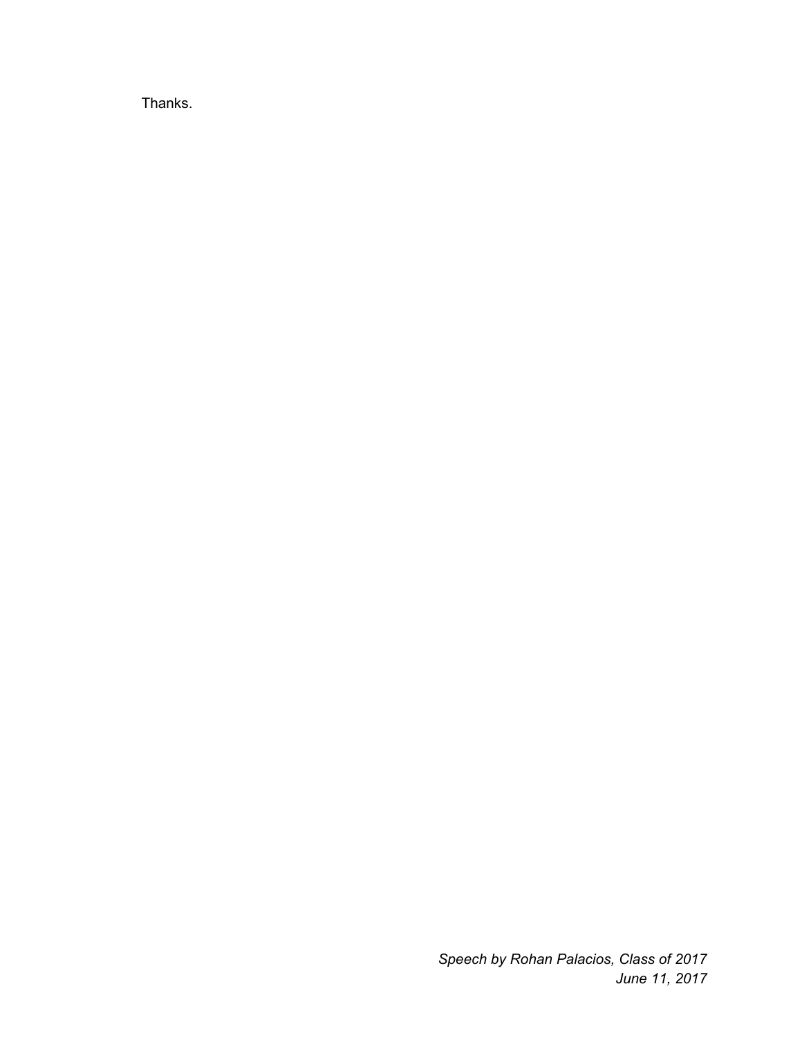Thanks.

*Speech by Rohan Palacios, Class of 2017*
*June 11, 2017*